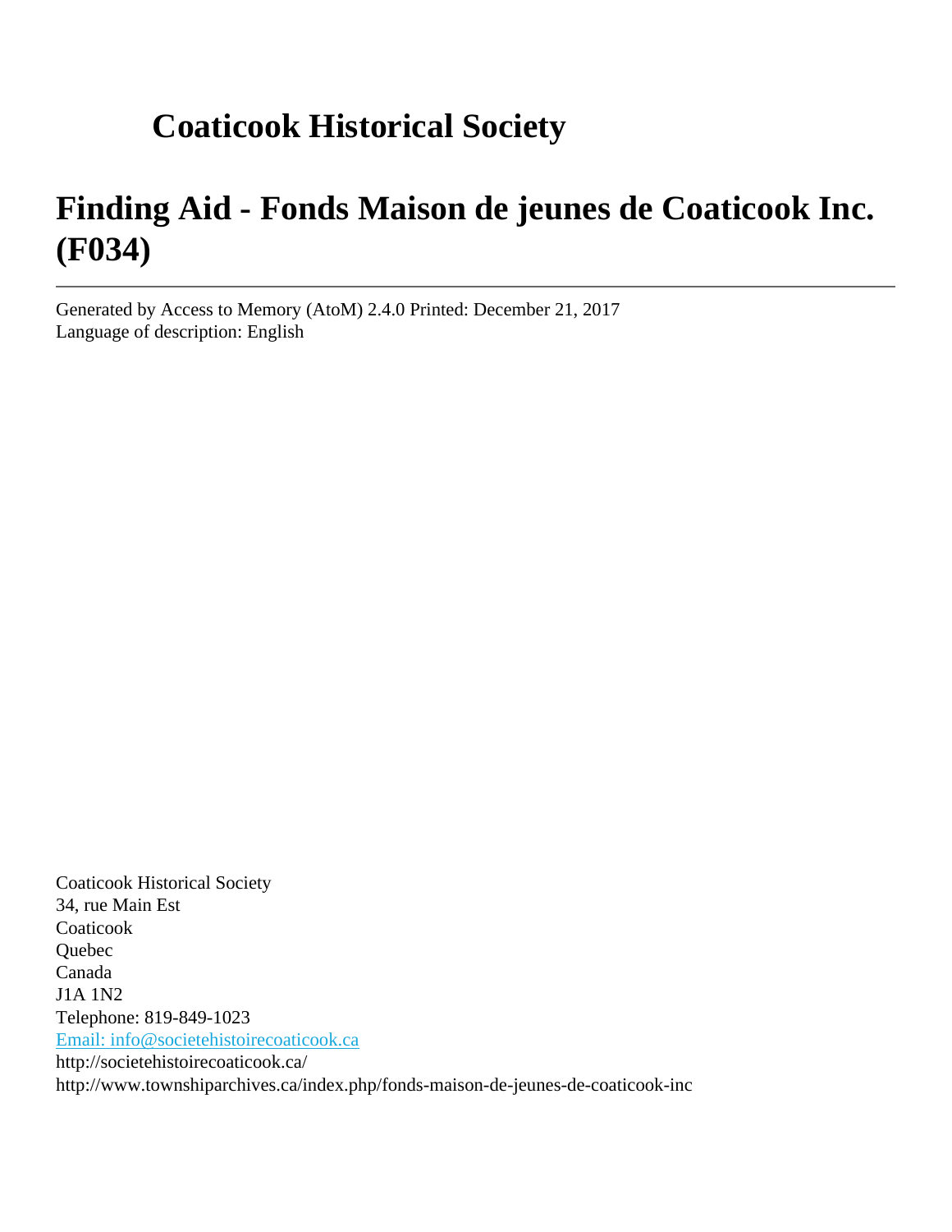# Coaticook Historical Society

# Finding Aid - Fonds Maison de jeunes de Coaticook Inc. (F034)

---

Generated by Access to Memory (AtoM) 2.4.0 Printed: December 21, 2017
Language of description: English

Coaticook Historical Society
34, rue Main Est
Coaticook
Quebec
Canada
J1A 1N2
Telephone: 819-849-1023
[Email: info@societehistoirecoaticook.ca](mailto:info@societehistoirecoaticook.ca)
http://societehistoirecoaticook.ca/
http://www.townshiparchives.ca/index.php/fonds-maison-de-jeunes-de-coaticook-inc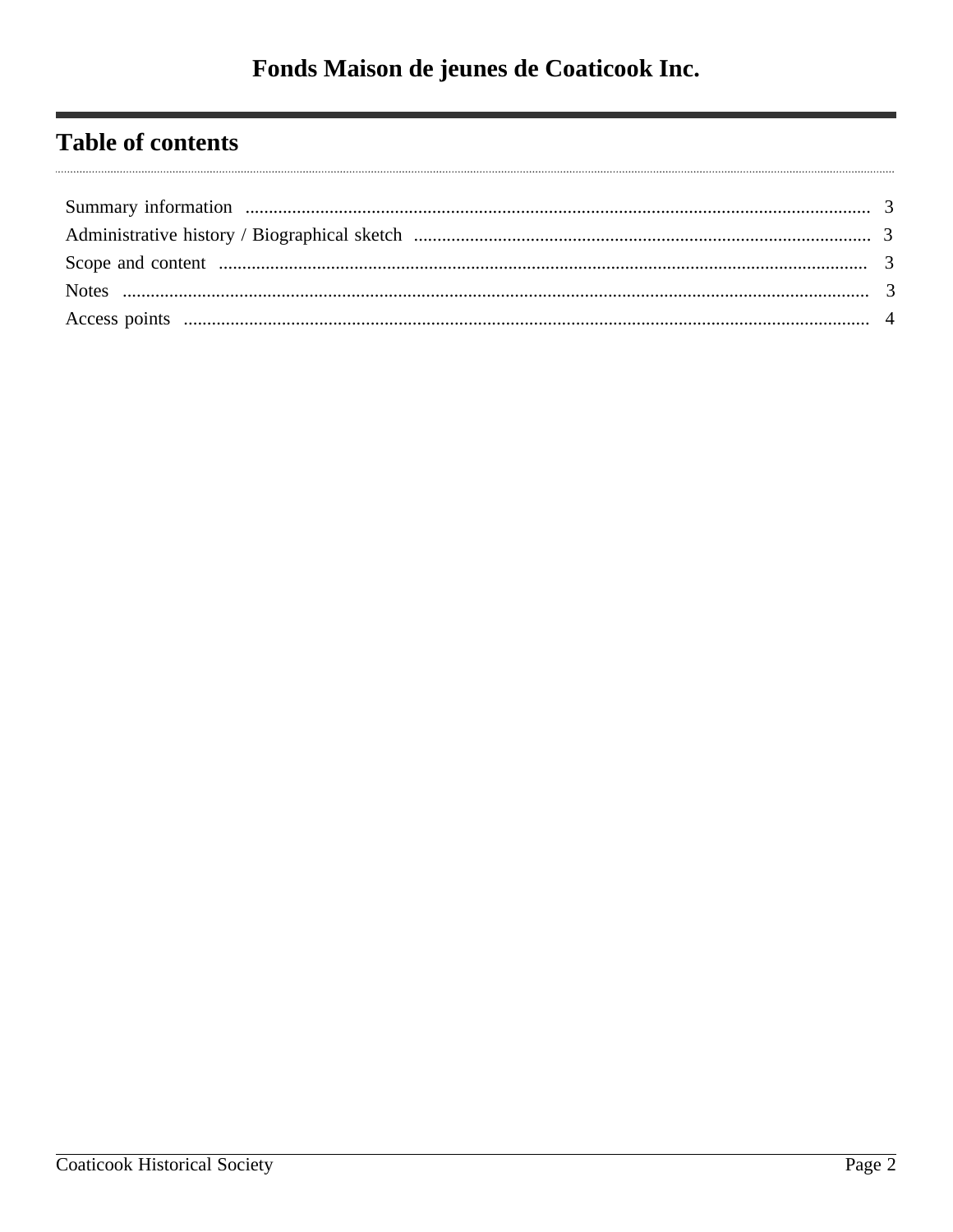# Fonds Maison de jeunes de Coaticook Inc.

## Table of contents

- Summary information ........ 3
- Administrative history / Biographical sketch ........ 3
- Scope and content ........ 3
- Notes ........ 3
- Access points ........ 4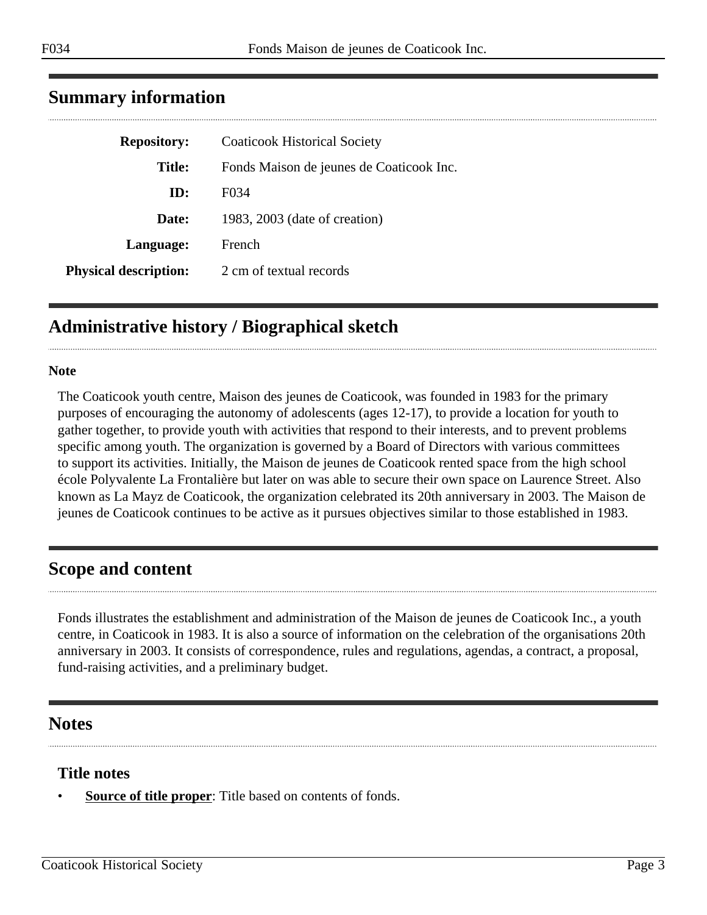## Summary information

| | |
|---|---|
| **Repository:** | Coaticook Historical Society |
| **Title:** | Fonds Maison de jeunes de Coaticook Inc. |
| **ID:** | F034 |
| **Date:** | 1983, 2003 (date of creation) |
| **Language:** | French |
| **Physical description:** | 2 cm of textual records |

## Administrative history / Biographical sketch

**Note**

The Coaticook youth centre, Maison des jeunes de Coaticook, was founded in 1983 for the primary purposes of encouraging the autonomy of adolescents (ages 12-17), to provide a location for youth to gather together, to provide youth with activities that respond to their interests, and to prevent problems specific among youth. The organization is governed by a Board of Directors with various committees to support its activities. Initially, the Maison de jeunes de Coaticook rented space from the high school école Polyvalente La Frontalière but later on was able to secure their own space on Laurence Street. Also known as La Mayz de Coaticook, the organization celebrated its 20th anniversary in 2003. The Maison de jeunes de Coaticook continues to be active as it pursues objectives similar to those established in 1983.

## Scope and content

Fonds illustrates the establishment and administration of the Maison de jeunes de Coaticook Inc., a youth centre, in Coaticook in 1983. It is also a source of information on the celebration of the organisations 20th anniversary in 2003. It consists of correspondence, rules and regulations, agendas, a contract, a proposal, fund-raising activities, and a preliminary budget.

## Notes

### Title notes

- **Source of title proper**: Title based on contents of fonds.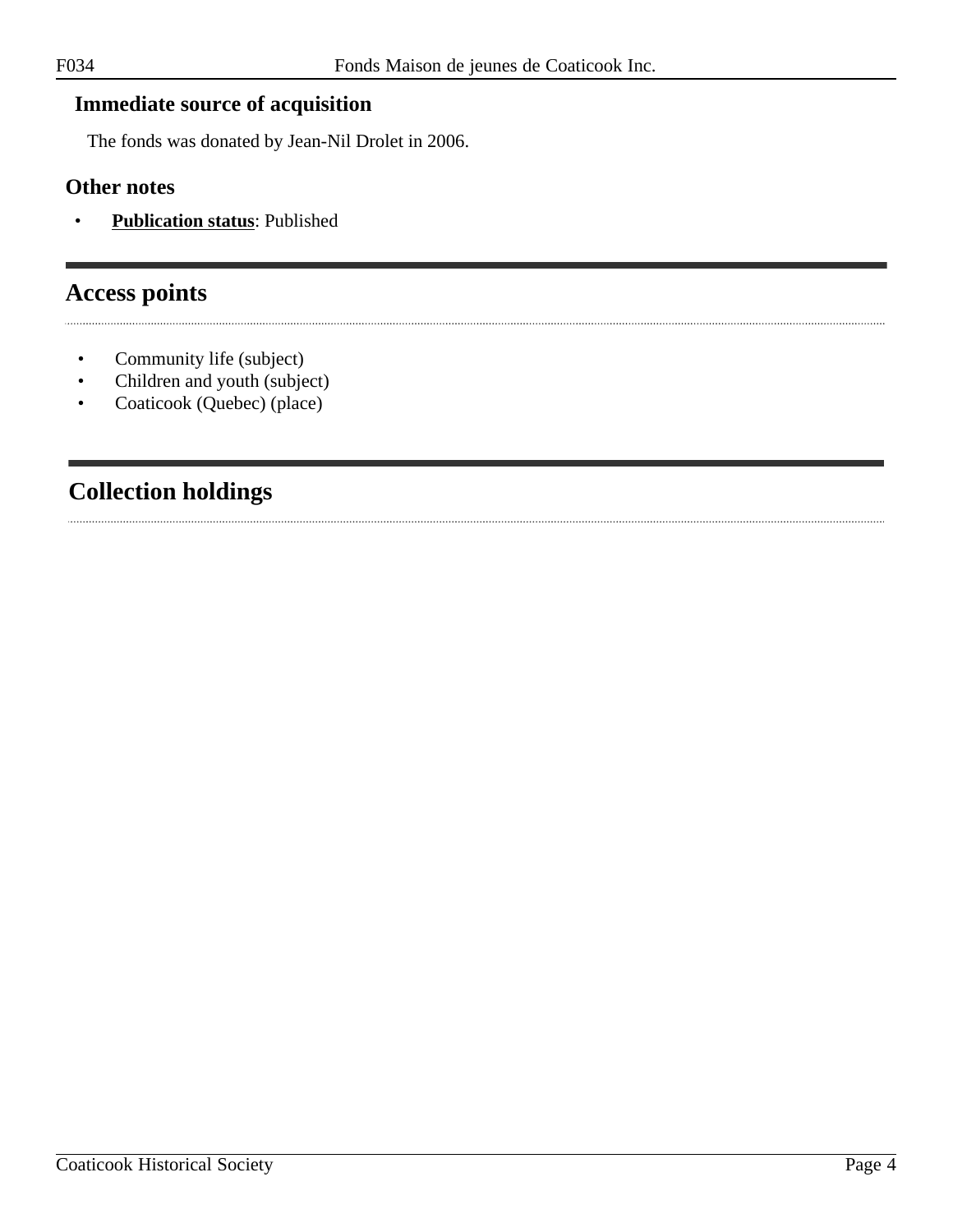### Immediate source of acquisition

The fonds was donated by Jean-Nil Drolet in 2006.

### Other notes

- **Publication status**: Published

## Access points

- Community life (subject)
- Children and youth (subject)
- Coaticook (Quebec) (place)

## Collection holdings